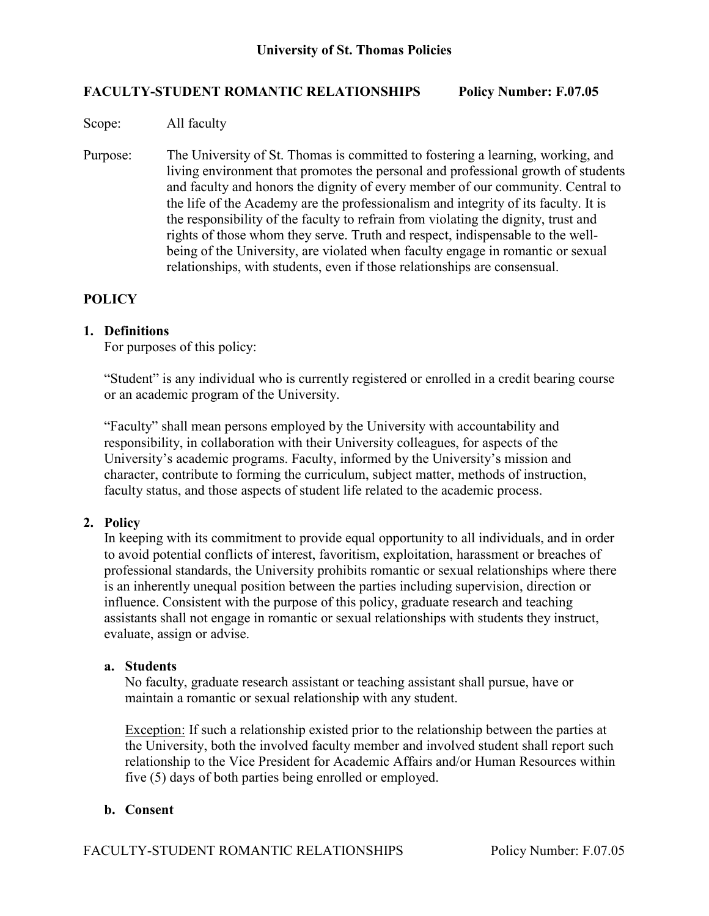# University of St. Thomas Policies

## FACULTY-STUDENT ROMANTIC RELATIONSHIPS Policy Number: F.07.05

Scope: All faculty

Purpose: The University of St. Thomas is committed to fostering a learning, working, and living environment that promotes the personal and professional growth of students and faculty and honors the dignity of every member of our community. Central to the life of the Academy are the professionalism and integrity of its faculty. It is the responsibility of the faculty to refrain from violating the dignity, trust and rights of those whom they serve. Truth and respect, indispensable to the well-being of the University, are violated when faculty engage in romantic or sexual relationships, with students, even if those relationships are consensual.

## POLICY

### 1. Definitions

For purposes of this policy:

"Student" is any individual who is currently registered or enrolled in a credit bearing course or an academic program of the University.

"Faculty" shall mean persons employed by the University with accountability and responsibility, in collaboration with their University colleagues, for aspects of the University's academic programs. Faculty, informed by the University's mission and character, contribute to forming the curriculum, subject matter, methods of instruction, faculty status, and those aspects of student life related to the academic process.

### 2. Policy

In keeping with its commitment to provide equal opportunity to all individuals, and in order to avoid potential conflicts of interest, favoritism, exploitation, harassment or breaches of professional standards, the University prohibits romantic or sexual relationships where there is an inherently unequal position between the parties including supervision, direction or influence. Consistent with the purpose of this policy, graduate research and teaching assistants shall not engage in romantic or sexual relationships with students they instruct, evaluate, assign or advise.

#### a. Students

No faculty, graduate research assistant or teaching assistant shall pursue, have or maintain a romantic or sexual relationship with any student.

Exception: If such a relationship existed prior to the relationship between the parties at the University, both the involved faculty member and involved student shall report such relationship to the Vice President for Academic Affairs and/or Human Resources within five (5) days of both parties being enrolled or employed.

#### b. Consent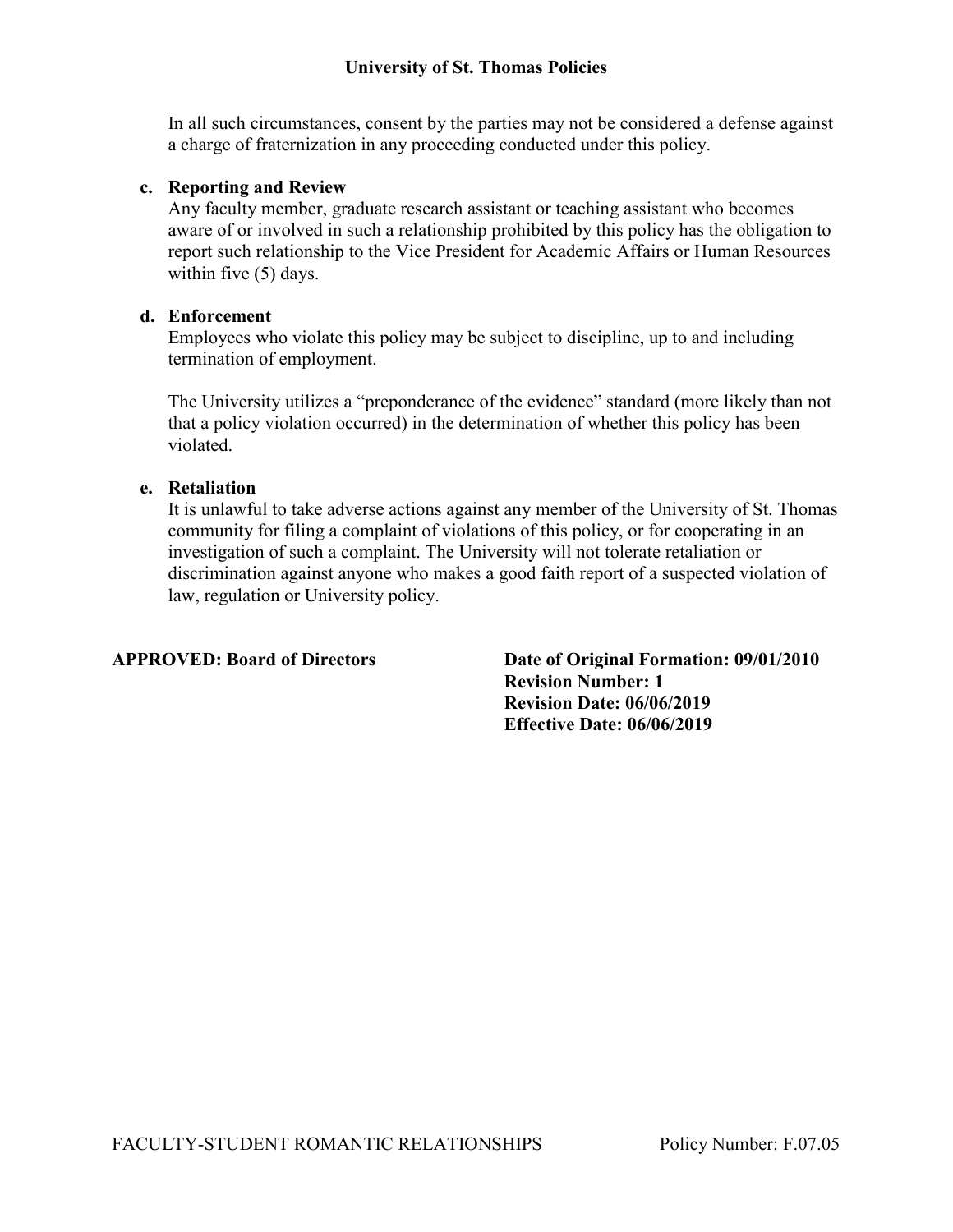In all such circumstances, consent by the parties may not be considered a defense against a charge of fraternization in any proceeding conducted under this policy.

**c. Reporting and Review**

Any faculty member, graduate research assistant or teaching assistant who becomes aware of or involved in such a relationship prohibited by this policy has the obligation to report such relationship to the Vice President for Academic Affairs or Human Resources within five (5) days.

**d. Enforcement**

Employees who violate this policy may be subject to discipline, up to and including termination of employment.

The University utilizes a "preponderance of the evidence" standard (more likely than not that a policy violation occurred) in the determination of whether this policy has been violated.

**e. Retaliation**

It is unlawful to take adverse actions against any member of the University of St. Thomas community for filing a complaint of violations of this policy, or for cooperating in an investigation of such a complaint. The University will not tolerate retaliation or discrimination against anyone who makes a good faith report of a suspected violation of law, regulation or University policy.

**APPROVED: Board of Directors**

**Date of Original Formation: 09/01/2010**
**Revision Number: 1**
**Revision Date: 06/06/2019**
**Effective Date: 06/06/2019**